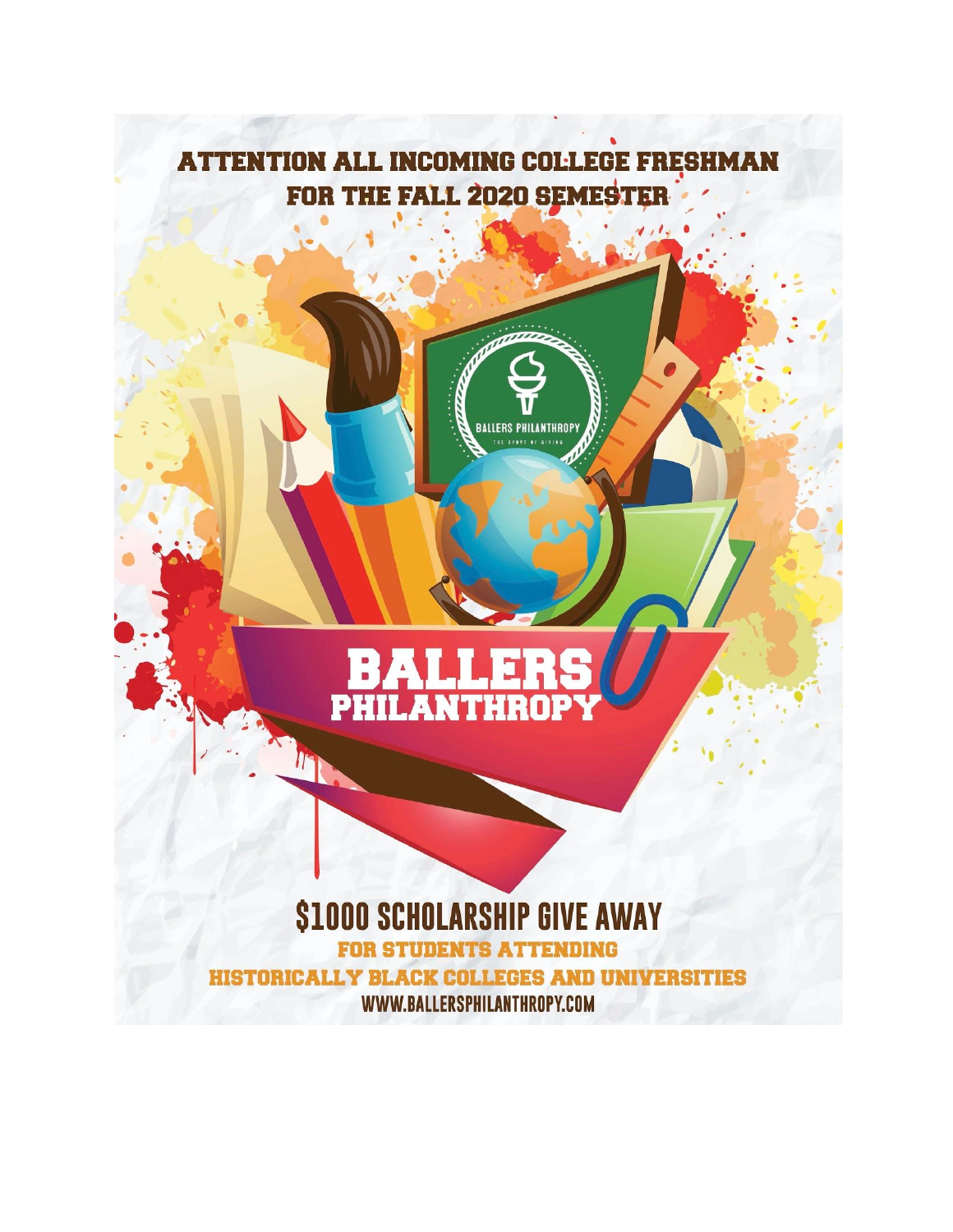# ATTENTION ALL INCOMING COLLEGE FRESHMAN FOR THE FALL 2020 SEMESTER

BALLERS PHILANTHROPY

THE SPORT OF GIVING

# BALLERS PHILANTHROPY

## $1000 SCHOLARSHIP GIVE AWAY

**FOR STUDENTS ATTENDING HISTORICALLY BLACK COLLEGES AND UNIVERSITIES**

WWW.BALLERSPHILANTHROPY.COM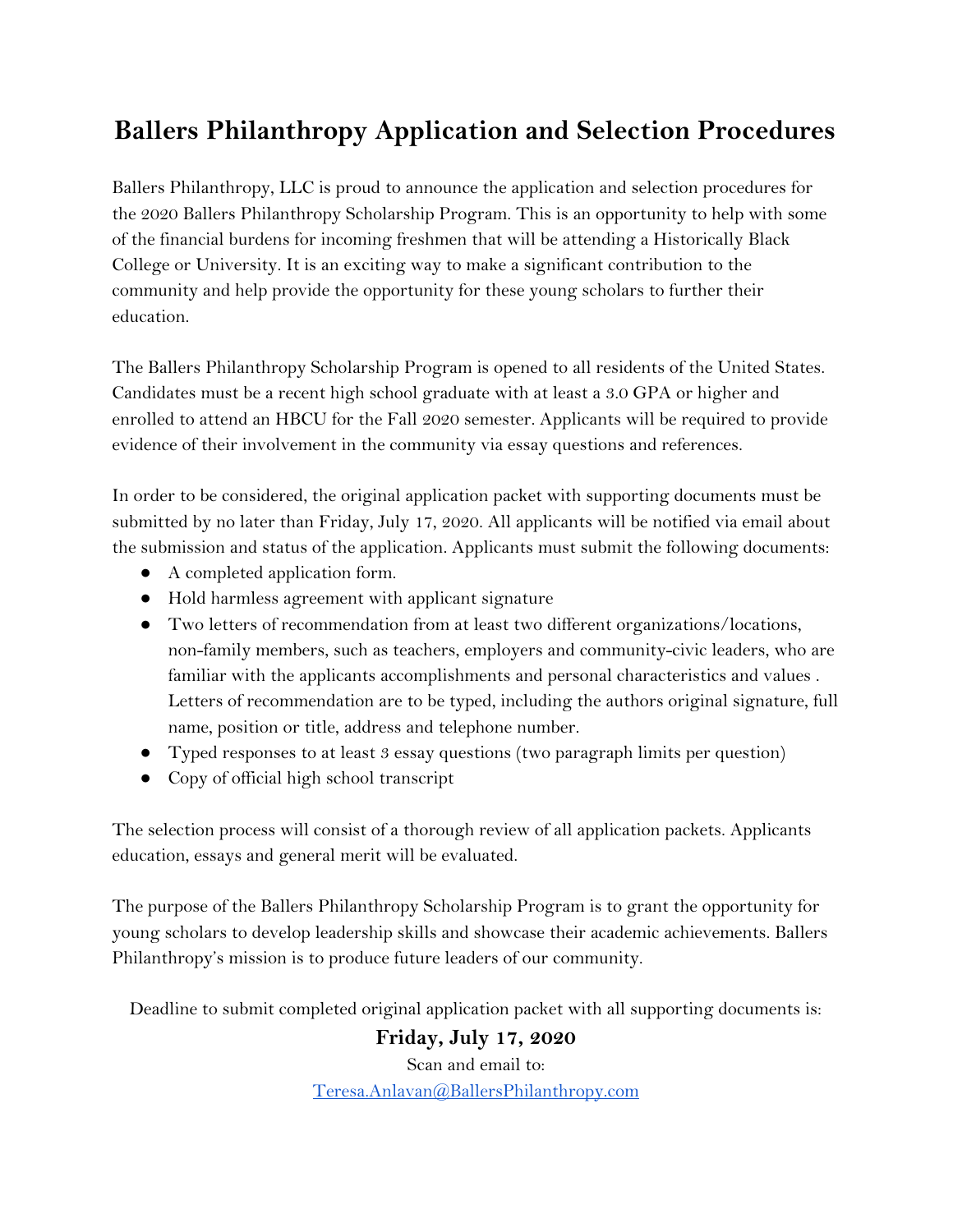# Ballers Philanthropy Application and Selection Procedures

Ballers Philanthropy, LLC is proud to announce the application and selection procedures for the 2020 Ballers Philanthropy Scholarship Program. This is an opportunity to help with some of the financial burdens for incoming freshmen that will be attending a Historically Black College or University. It is an exciting way to make a significant contribution to the community and help provide the opportunity for these young scholars to further their education.

The Ballers Philanthropy Scholarship Program is opened to all residents of the United States. Candidates must be a recent high school graduate with at least a 3.0 GPA or higher and enrolled to attend an HBCU for the Fall 2020 semester. Applicants will be required to provide evidence of their involvement in the community via essay questions and references.

In order to be considered, the original application packet with supporting documents must be submitted by no later than Friday, July 17, 2020. All applicants will be notified via email about the submission and status of the application. Applicants must submit the following documents:

- A completed application form.
- Hold harmless agreement with applicant signature
- Two letters of recommendation from at least two different organizations/locations, non-family members, such as teachers, employers and community-civic leaders, who are familiar with the applicants accomplishments and personal characteristics and values . Letters of recommendation are to be typed, including the authors original signature, full name, position or title, address and telephone number.
- Typed responses to at least 3 essay questions (two paragraph limits per question)
- Copy of official high school transcript

The selection process will consist of a thorough review of all application packets. Applicants education, essays and general merit will be evaluated.

The purpose of the Ballers Philanthropy Scholarship Program is to grant the opportunity for young scholars to develop leadership skills and showcase their academic achievements. Ballers Philanthropy's mission is to produce future leaders of our community.

Deadline to submit completed original application packet with all supporting documents is:

**Friday, July 17, 2020**

Scan and email to:

[Teresa.Anlavan@BallersPhilanthropy.com](mailto:Teresa.Anlavan@BallersPhilanthropy.com)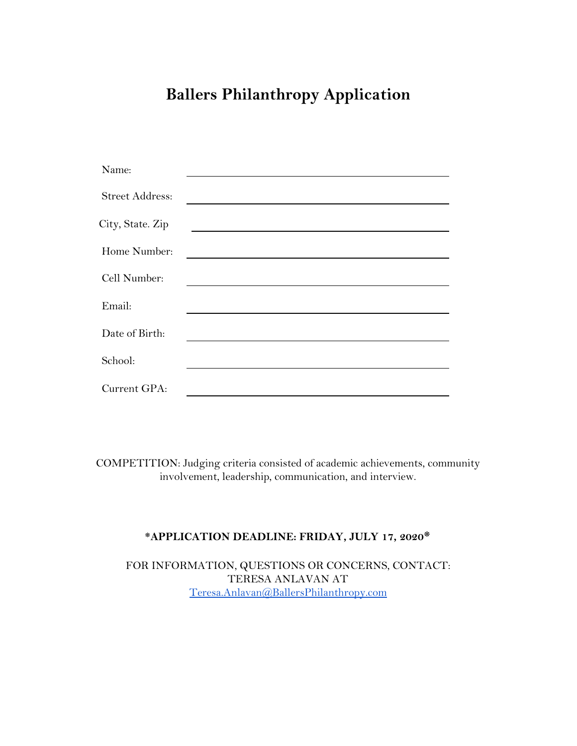# Ballers Philanthropy Application

Name: \_\_\_\_\_\_\_\_\_\_\_\_\_\_\_\_\_\_\_\_\_\_\_\_\_\_\_\_\_\_\_\_\_\_\_\_\_\_\_\_

Street Address: \_\_\_\_\_\_\_\_\_\_\_\_\_\_\_\_\_\_\_\_\_\_\_\_\_\_\_\_\_\_\_\_\_\_\_\_\_\_\_\_

City, State. Zip \_\_\_\_\_\_\_\_\_\_\_\_\_\_\_\_\_\_\_\_\_\_\_\_\_\_\_\_\_\_\_\_\_\_\_\_\_\_\_\_

Home Number: \_\_\_\_\_\_\_\_\_\_\_\_\_\_\_\_\_\_\_\_\_\_\_\_\_\_\_\_\_\_\_\_\_\_\_\_\_\_\_\_

Cell Number: \_\_\_\_\_\_\_\_\_\_\_\_\_\_\_\_\_\_\_\_\_\_\_\_\_\_\_\_\_\_\_\_\_\_\_\_\_\_\_\_

Email: \_\_\_\_\_\_\_\_\_\_\_\_\_\_\_\_\_\_\_\_\_\_\_\_\_\_\_\_\_\_\_\_\_\_\_\_\_\_\_\_

Date of Birth: \_\_\_\_\_\_\_\_\_\_\_\_\_\_\_\_\_\_\_\_\_\_\_\_\_\_\_\_\_\_\_\_\_\_\_\_\_\_\_\_

School: \_\_\_\_\_\_\_\_\_\_\_\_\_\_\_\_\_\_\_\_\_\_\_\_\_\_\_\_\_\_\_\_\_\_\_\_\_\_\_\_

Current GPA: \_\_\_\_\_\_\_\_\_\_\_\_\_\_\_\_\_\_\_\_\_\_\_\_\_\_\_\_\_\_\_\_\_\_\_\_\_\_\_\_

COMPETITION: Judging criteria consisted of academic achievements, community involvement, leadership, communication, and interview.

**\*APPLICATION DEADLINE: FRIDAY, JULY 17, 2020\***

FOR INFORMATION, QUESTIONS OR CONCERNS, CONTACT:
TERESA ANLAVAN AT
Teresa.Anlavan@BallersPhilanthropy.com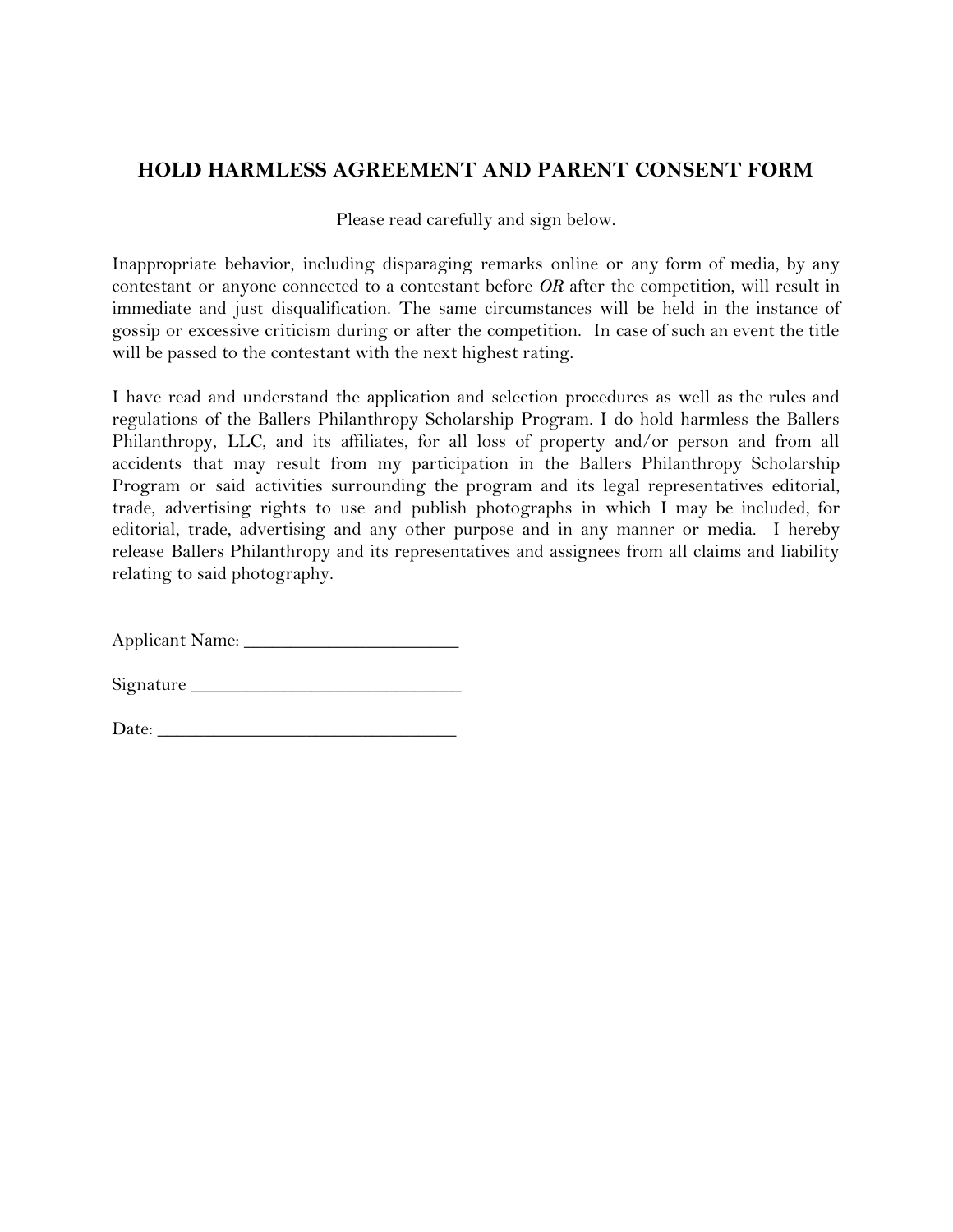## HOLD HARMLESS AGREEMENT AND PARENT CONSENT FORM

Please read carefully and sign below.

Inappropriate behavior, including disparaging remarks online or any form of media, by any contestant or anyone connected to a contestant before *OR* after the competition, will result in immediate and just disqualification. The same circumstances will be held in the instance of gossip or excessive criticism during or after the competition. In case of such an event the title will be passed to the contestant with the next highest rating.

I have read and understand the application and selection procedures as well as the rules and regulations of the Ballers Philanthropy Scholarship Program. I do hold harmless the Ballers Philanthropy, LLC, and its affiliates, for all loss of property and/or person and from all accidents that may result from my participation in the Ballers Philanthropy Scholarship Program or said activities surrounding the program and its legal representatives editorial, trade, advertising rights to use and publish photographs in which I may be included, for editorial, trade, advertising and any other purpose and in any manner or media. I hereby release Ballers Philanthropy and its representatives and assignees from all claims and liability relating to said photography.

Applicant Name: ______________________

Signature ____________________________

Date: _______________________________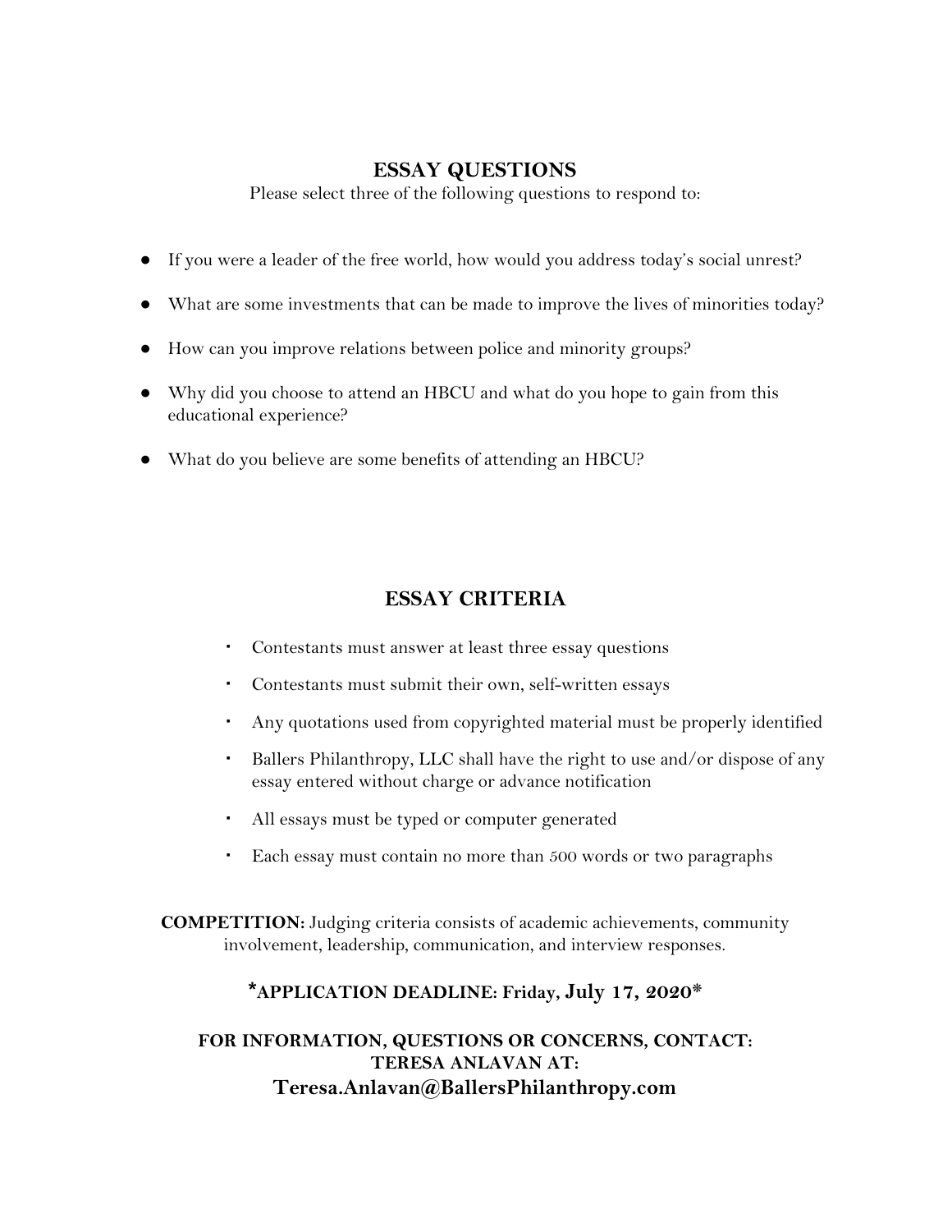## ESSAY QUESTIONS

Please select three of the following questions to respond to:

- If you were a leader of the free world, how would you address today's social unrest?
- What are some investments that can be made to improve the lives of minorities today?
- How can you improve relations between police and minority groups?
- Why did you choose to attend an HBCU and what do you hope to gain from this educational experience?
- What do you believe are some benefits of attending an HBCU?

## ESSAY CRITERIA

- Contestants must answer at least three essay questions
- Contestants must submit their own, self-written essays
- Any quotations used from copyrighted material must be properly identified
- Ballers Philanthropy, LLC shall have the right to use and/or dispose of any essay entered without charge or advance notification
- All essays must be typed or computer generated
- Each essay must contain no more than 500 words or two paragraphs

**COMPETITION:** Judging criteria consists of academic achievements, community involvement, leadership, communication, and interview responses.

**\*APPLICATION DEADLINE: Friday, July 17, 2020\***

**FOR INFORMATION, QUESTIONS OR CONCERNS, CONTACT:**
**TERESA ANLAVAN AT:**
**Teresa.Anlavan@BallersPhilanthropy.com**